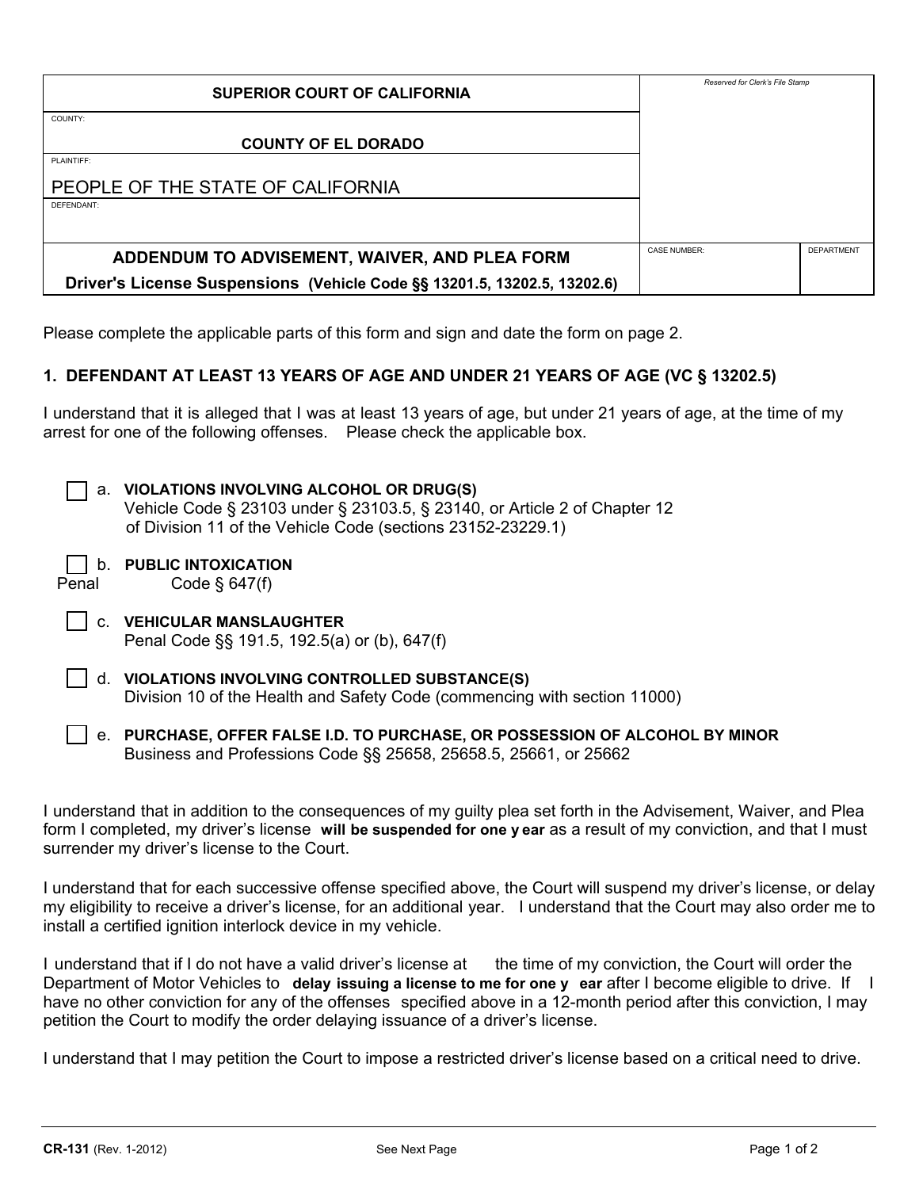| SUPERIOR COURT OF CALIFORNIA | Reserved for Clerk's File Stamp | |
|---|---|---|
| COUNTY: COUNTY OF EL DORADO | | |
| PLAINTIFF: PEOPLE OF THE STATE OF CALIFORNIA | | |
| DEFENDANT: | | |
| **ADDENDUM TO ADVISEMENT, WAIVER, AND PLEA FORM** **Driver's License Suspensions (Vehicle Code §§ 13201.5, 13202.5, 13202.6)** | CASE NUMBER: | DEPARTMENT |

Please complete the applicable parts of this form and sign and date the form on page 2.

**1. DEFENDANT AT LEAST 13 YEARS OF AGE AND UNDER 21 YEARS OF AGE (VC § 13202.5)**

I understand that it is alleged that I was at least 13 years of age, but under 21 years of age, at the time of my arrest for one of the following offenses. Please check the applicable box.

- ☐ a. **VIOLATIONS INVOLVING ALCOHOL OR DRUG(S)**
  Vehicle Code § 23103 under § 23103.5, § 23140, or Article 2 of Chapter 12 of Division 11 of the Vehicle Code (sections 23152-23229.1)
- ☐ b. **PUBLIC INTOXICATION**
  Penal Code § 647(f)
- ☐ c. **VEHICULAR MANSLAUGHTER**
  Penal Code §§ 191.5, 192.5(a) or (b), 647(f)
- ☐ d. **VIOLATIONS INVOLVING CONTROLLED SUBSTANCE(S)**
  Division 10 of the Health and Safety Code (commencing with section 11000)
- ☐ e. **PURCHASE, OFFER FALSE I.D. TO PURCHASE, OR POSSESSION OF ALCOHOL BY MINOR**
  Business and Professions Code §§ 25658, 25658.5, 25661, or 25662

I understand that in addition to the consequences of my guilty plea set forth in the Advisement, Waiver, and Plea form I completed, my driver's license **will be suspended for one year** as a result of my conviction, and that I must surrender my driver's license to the Court.

I understand that for each successive offense specified above, the Court will suspend my driver's license, or delay my eligibility to receive a driver's license, for an additional year. I understand that the Court may also order me to install a certified ignition interlock device in my vehicle.

I understand that if I do not have a valid driver's license at the time of my conviction, the Court will order the Department of Motor Vehicles to **delay issuing a license to me for one year** after I become eligible to drive. If I have no other conviction for any of the offenses specified above in a 12-month period after this conviction, I may petition the Court to modify the order delaying issuance of a driver's license.

I understand that I may petition the Court to impose a restricted driver's license based on a critical need to drive.

CR-131 (Rev. 1-2012) See Next Page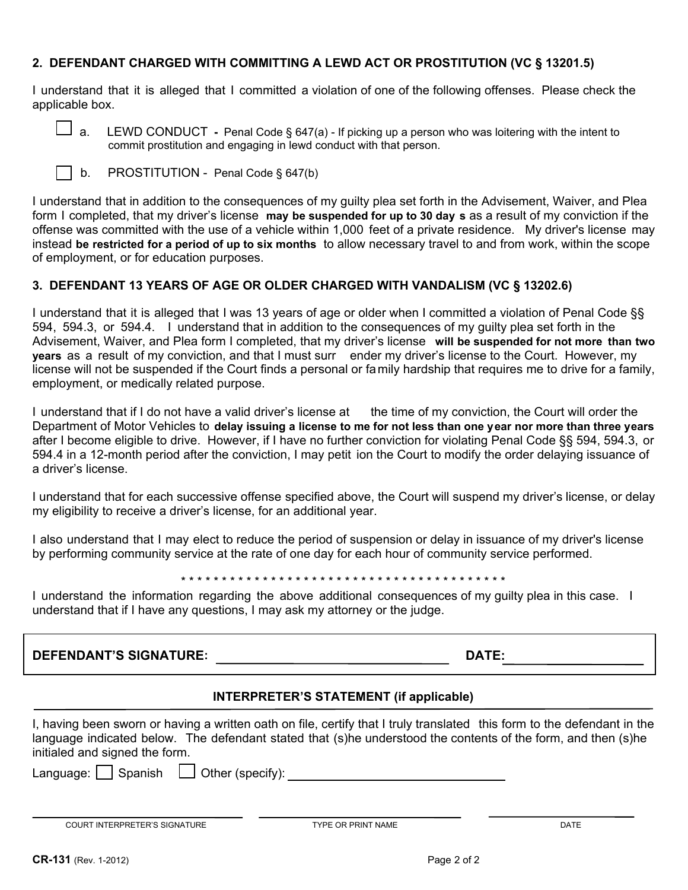## 2. DEFENDANT CHARGED WITH COMMITTING A LEWD ACT OR PROSTITUTION (VC § 13201.5)

I understand that it is alleged that I committed a violation of one of the following offenses. Please check the applicable box.

☐ a. LEWD CONDUCT - Penal Code § 647(a) - If picking up a person who was loitering with the intent to commit prostitution and engaging in lewd conduct with that person.

☐ b. PROSTITUTION - Penal Code § 647(b)

I understand that in addition to the consequences of my guilty plea set forth in the Advisement, Waiver, and Plea form I completed, that my driver's license **may be suspended for up to 30 days** as a result of my conviction if the offense was committed with the use of a vehicle within 1,000 feet of a private residence. My driver's license may instead **be restricted for a period of up to six months** to allow necessary travel to and from work, within the scope of employment, or for education purposes.

## 3. DEFENDANT 13 YEARS OF AGE OR OLDER CHARGED WITH VANDALISM (VC § 13202.6)

I understand that it is alleged that I was 13 years of age or older when I committed a violation of Penal Code §§ 594, 594.3, or 594.4. I understand that in addition to the consequences of my guilty plea set forth in the Advisement, Waiver, and Plea form I completed, that my driver's license **will be suspended for not more than two years** as a result of my conviction, and that I must surrender my driver's license to the Court. However, my license will not be suspended if the Court finds a personal or family hardship that requires me to drive for a family, employment, or medically related purpose.

I understand that if I do not have a valid driver's license at the time of my conviction, the Court will order the Department of Motor Vehicles to **delay issuing a license to me for not less than one year nor more than three years** after I become eligible to drive. However, if I have no further conviction for violating Penal Code §§ 594, 594.3, or 594.4 in a 12-month period after the conviction, I may petition the Court to modify the order delaying issuance of a driver's license.

I understand that for each successive offense specified above, the Court will suspend my driver's license, or delay my eligibility to receive a driver's license, for an additional year.

I also understand that I may elect to reduce the period of suspension or delay in issuance of my driver's license by performing community service at the rate of one day for each hour of community service performed.

* * * * * * * * * * * * * * * * * * * * * * * * * * * * * * * * * * * * * * * * * * *

I understand the information regarding the above additional consequences of my guilty plea in this case. I understand that if I have any questions, I may ask my attorney or the judge.

**DEFENDANT'S SIGNATURE:** ______________________________ **DATE:** ____________________

### INTERPRETER'S STATEMENT (if applicable)

I, having been sworn or having a written oath on file, certify that I truly translated this form to the defendant in the language indicated below. The defendant stated that (s)he understood the contents of the form, and then (s)he initialed and signed the form.

Language: ☐ Spanish ☐ Other (specify): ______________________________

______________________________ ______________________________ ____________________

COURT INTERPRETER'S SIGNATURE TYPE OR PRINT NAME DATE

**CR-131** (Rev. 1-2012)